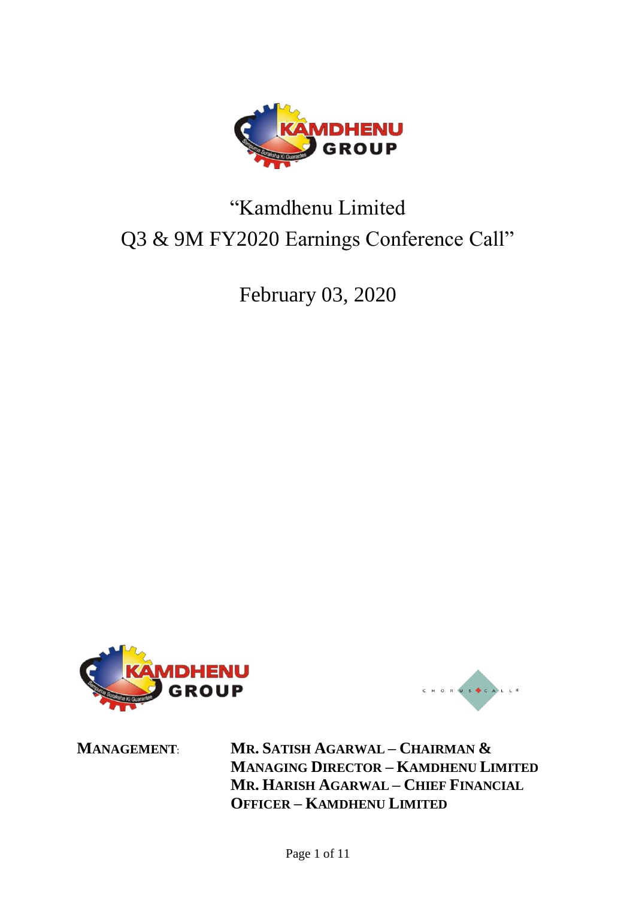# "Kamdhenu Limited
# Q3 & 9M FY2020 Earnings Conference Call"

## February 03, 2020

**MANAGEMENT**: **MR. SATISH AGARWAL – CHAIRMAN & MANAGING DIRECTOR – KAMDHENU LIMITED**
**MR. HARISH AGARWAL – CHIEF FINANCIAL OFFICER – KAMDHENU LIMITED**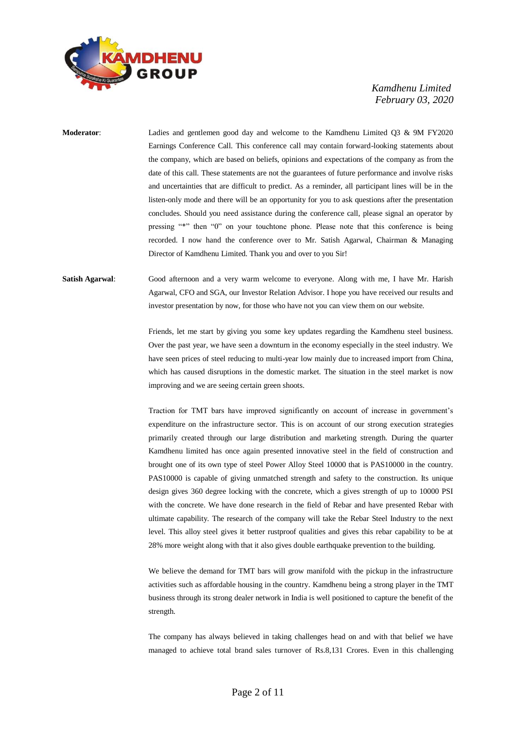**Moderator**: Ladies and gentlemen good day and welcome to the Kamdhenu Limited Q3 & 9M FY2020 Earnings Conference Call. This conference call may contain forward-looking statements about the company, which are based on beliefs, opinions and expectations of the company as from the date of this call. These statements are not the guarantees of future performance and involve risks and uncertainties that are difficult to predict. As a reminder, all participant lines will be in the listen-only mode and there will be an opportunity for you to ask questions after the presentation concludes. Should you need assistance during the conference call, please signal an operator by pressing "*" then "0" on your touchtone phone. Please note that this conference is being recorded. I now hand the conference over to Mr. Satish Agarwal, Chairman & Managing Director of Kamdhenu Limited. Thank you and over to you Sir!

**Satish Agarwal**: Good afternoon and a very warm welcome to everyone. Along with me, I have Mr. Harish Agarwal, CFO and SGA, our Investor Relation Advisor. I hope you have received our results and investor presentation by now, for those who have not you can view them on our website.

Friends, let me start by giving you some key updates regarding the Kamdhenu steel business. Over the past year, we have seen a downturn in the economy especially in the steel industry. We have seen prices of steel reducing to multi-year low mainly due to increased import from China, which has caused disruptions in the domestic market. The situation in the steel market is now improving and we are seeing certain green shoots.

Traction for TMT bars have improved significantly on account of increase in government's expenditure on the infrastructure sector. This is on account of our strong execution strategies primarily created through our large distribution and marketing strength. During the quarter Kamdhenu limited has once again presented innovative steel in the field of construction and brought one of its own type of steel Power Alloy Steel 10000 that is PAS10000 in the country. PAS10000 is capable of giving unmatched strength and safety to the construction. Its unique design gives 360 degree locking with the concrete, which a gives strength of up to 10000 PSI with the concrete. We have done research in the field of Rebar and have presented Rebar with ultimate capability. The research of the company will take the Rebar Steel Industry to the next level. This alloy steel gives it better rustproof qualities and gives this rebar capability to be at 28% more weight along with that it also gives double earthquake prevention to the building.

We believe the demand for TMT bars will grow manifold with the pickup in the infrastructure activities such as affordable housing in the country. Kamdhenu being a strong player in the TMT business through its strong dealer network in India is well positioned to capture the benefit of the strength.

The company has always believed in taking challenges head on and with that belief we have managed to achieve total brand sales turnover of Rs.8,131 Crores. Even in this challenging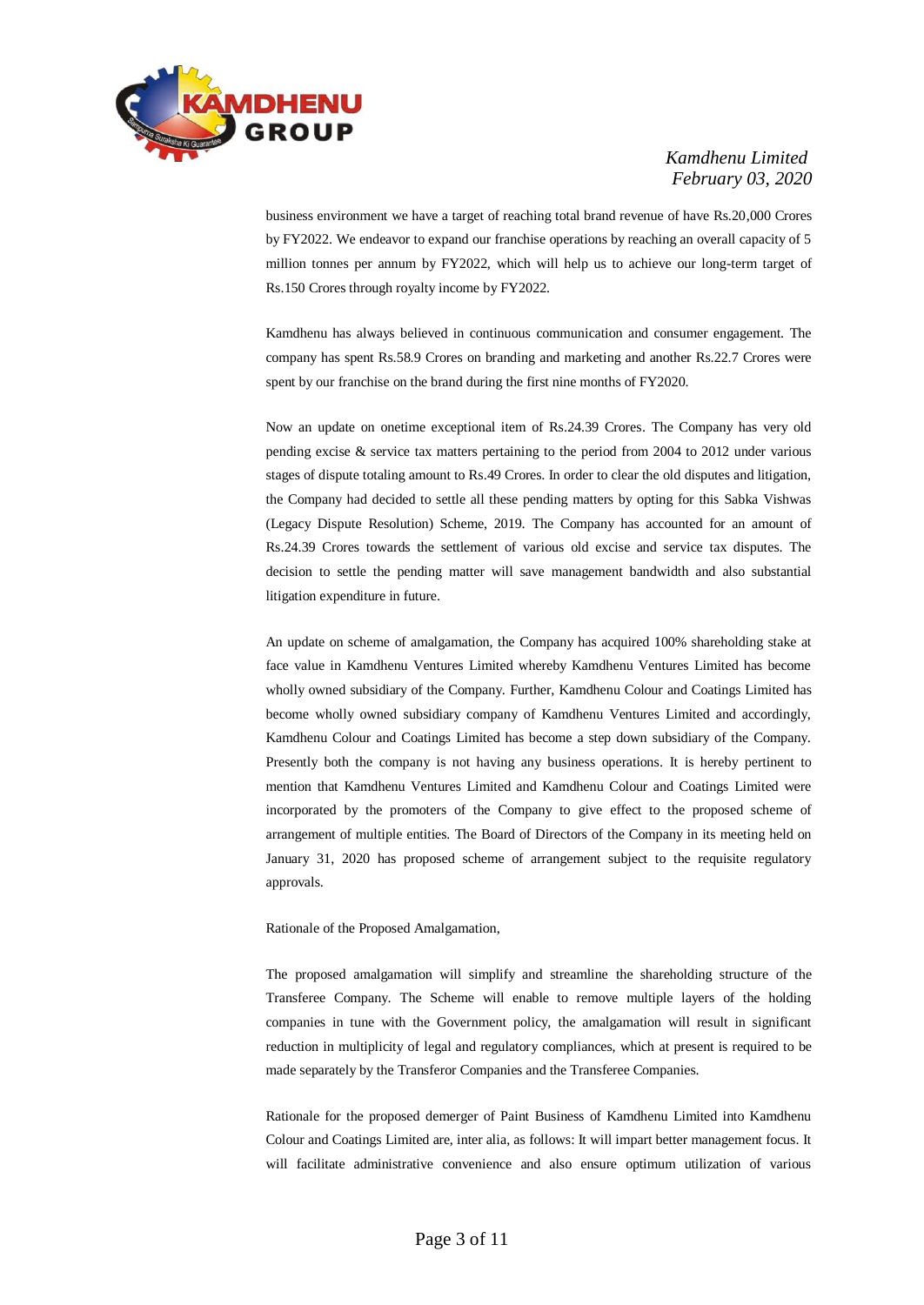business environment we have a target of reaching total brand revenue of have Rs.20,000 Crores by FY2022. We endeavor to expand our franchise operations by reaching an overall capacity of 5 million tonnes per annum by FY2022, which will help us to achieve our long-term target of Rs.150 Crores through royalty income by FY2022.

Kamdhenu has always believed in continuous communication and consumer engagement. The company has spent Rs.58.9 Crores on branding and marketing and another Rs.22.7 Crores were spent by our franchise on the brand during the first nine months of FY2020.

Now an update on onetime exceptional item of Rs.24.39 Crores. The Company has very old pending excise & service tax matters pertaining to the period from 2004 to 2012 under various stages of dispute totaling amount to Rs.49 Crores. In order to clear the old disputes and litigation, the Company had decided to settle all these pending matters by opting for this Sabka Vishwas (Legacy Dispute Resolution) Scheme, 2019. The Company has accounted for an amount of Rs.24.39 Crores towards the settlement of various old excise and service tax disputes. The decision to settle the pending matter will save management bandwidth and also substantial litigation expenditure in future.

An update on scheme of amalgamation, the Company has acquired 100% shareholding stake at face value in Kamdhenu Ventures Limited whereby Kamdhenu Ventures Limited has become wholly owned subsidiary of the Company. Further, Kamdhenu Colour and Coatings Limited has become wholly owned subsidiary company of Kamdhenu Ventures Limited and accordingly, Kamdhenu Colour and Coatings Limited has become a step down subsidiary of the Company. Presently both the company is not having any business operations. It is hereby pertinent to mention that Kamdhenu Ventures Limited and Kamdhenu Colour and Coatings Limited were incorporated by the promoters of the Company to give effect to the proposed scheme of arrangement of multiple entities. The Board of Directors of the Company in its meeting held on January 31, 2020 has proposed scheme of arrangement subject to the requisite regulatory approvals.

Rationale of the Proposed Amalgamation,

The proposed amalgamation will simplify and streamline the shareholding structure of the Transferee Company. The Scheme will enable to remove multiple layers of the holding companies in tune with the Government policy, the amalgamation will result in significant reduction in multiplicity of legal and regulatory compliances, which at present is required to be made separately by the Transferor Companies and the Transferee Companies.

Rationale for the proposed demerger of Paint Business of Kamdhenu Limited into Kamdhenu Colour and Coatings Limited are, inter alia, as follows: It will impart better management focus. It will facilitate administrative convenience and also ensure optimum utilization of various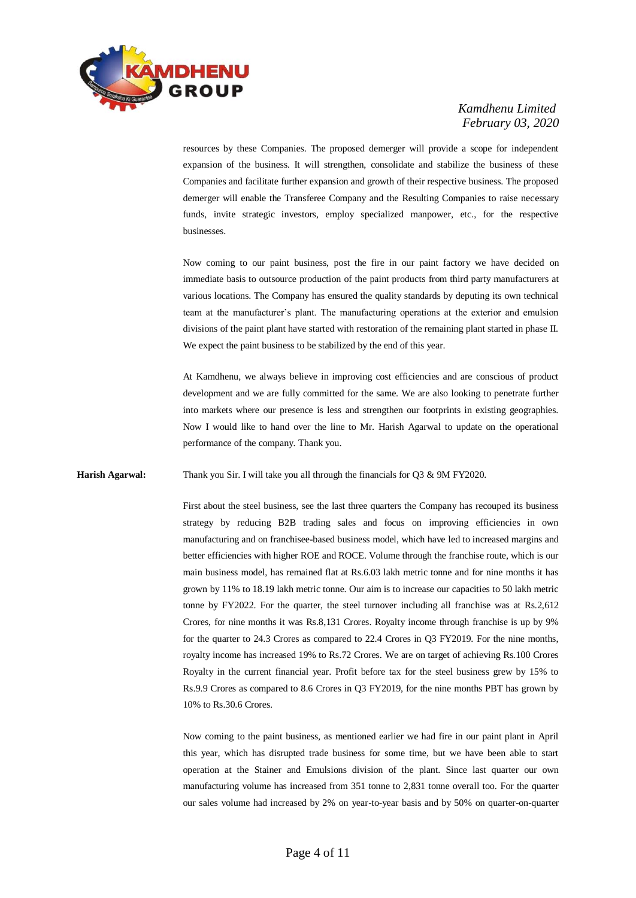resources by these Companies. The proposed demerger will provide a scope for independent expansion of the business. It will strengthen, consolidate and stabilize the business of these Companies and facilitate further expansion and growth of their respective business. The proposed demerger will enable the Transferee Company and the Resulting Companies to raise necessary funds, invite strategic investors, employ specialized manpower, etc., for the respective businesses.

Now coming to our paint business, post the fire in our paint factory we have decided on immediate basis to outsource production of the paint products from third party manufacturers at various locations. The Company has ensured the quality standards by deputing its own technical team at the manufacturer's plant. The manufacturing operations at the exterior and emulsion divisions of the paint plant have started with restoration of the remaining plant started in phase II. We expect the paint business to be stabilized by the end of this year.

At Kamdhenu, we always believe in improving cost efficiencies and are conscious of product development and we are fully committed for the same. We are also looking to penetrate further into markets where our presence is less and strengthen our footprints in existing geographies. Now I would like to hand over the line to Mr. Harish Agarwal to update on the operational performance of the company. Thank you.

**Harish Agarwal:** Thank you Sir. I will take you all through the financials for Q3 & 9M FY2020.

First about the steel business, see the last three quarters the Company has recouped its business strategy by reducing B2B trading sales and focus on improving efficiencies in own manufacturing and on franchisee-based business model, which have led to increased margins and better efficiencies with higher ROE and ROCE. Volume through the franchise route, which is our main business model, has remained flat at Rs.6.03 lakh metric tonne and for nine months it has grown by 11% to 18.19 lakh metric tonne. Our aim is to increase our capacities to 50 lakh metric tonne by FY2022. For the quarter, the steel turnover including all franchise was at Rs.2,612 Crores, for nine months it was Rs.8,131 Crores. Royalty income through franchise is up by 9% for the quarter to 24.3 Crores as compared to 22.4 Crores in Q3 FY2019. For the nine months, royalty income has increased 19% to Rs.72 Crores. We are on target of achieving Rs.100 Crores Royalty in the current financial year. Profit before tax for the steel business grew by 15% to Rs.9.9 Crores as compared to 8.6 Crores in Q3 FY2019, for the nine months PBT has grown by 10% to Rs.30.6 Crores.

Now coming to the paint business, as mentioned earlier we had fire in our paint plant in April this year, which has disrupted trade business for some time, but we have been able to start operation at the Stainer and Emulsions division of the plant. Since last quarter our own manufacturing volume has increased from 351 tonne to 2,831 tonne overall too. For the quarter our sales volume had increased by 2% on year-to-year basis and by 50% on quarter-on-quarter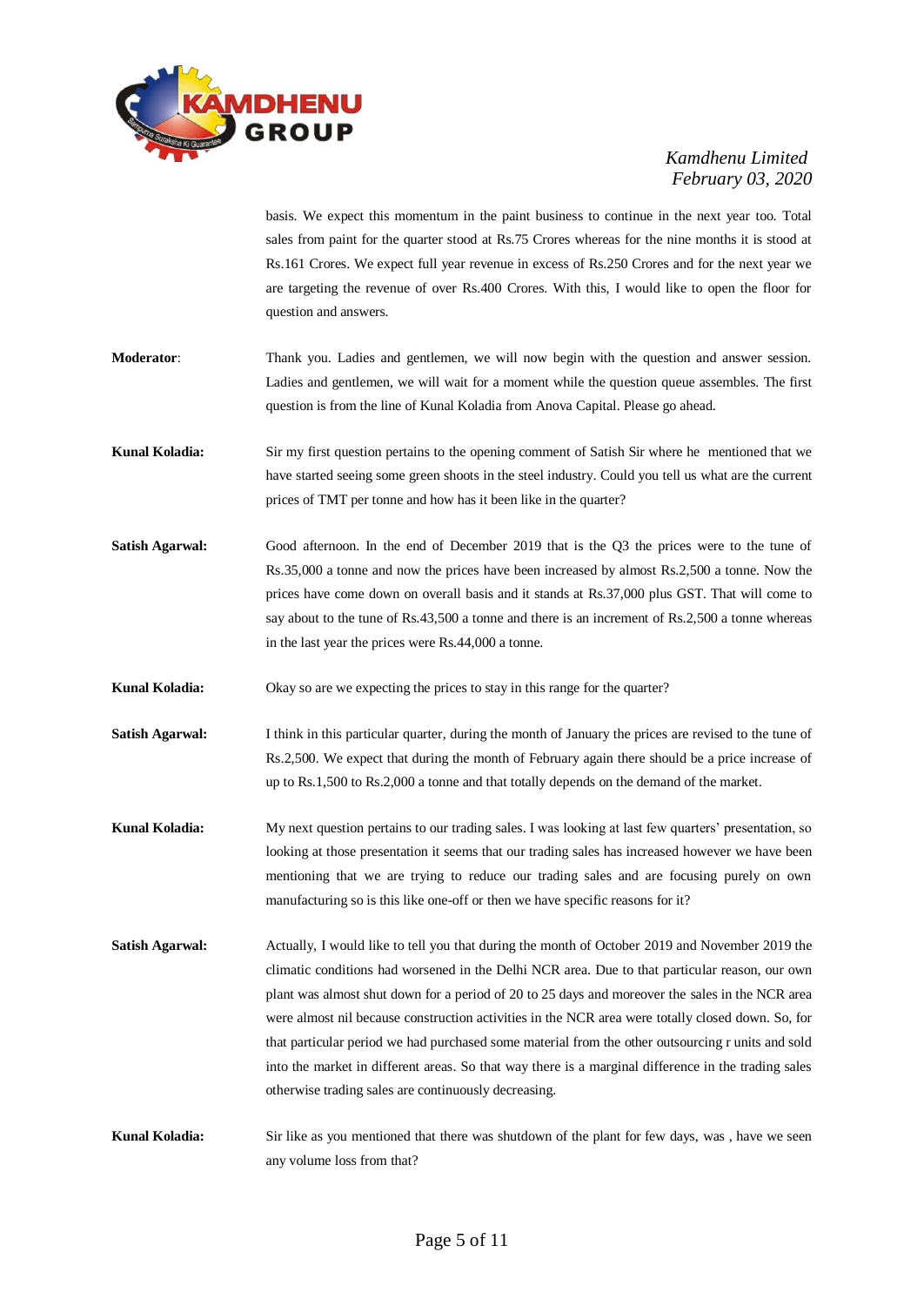basis. We expect this momentum in the paint business to continue in the next year too. Total sales from paint for the quarter stood at Rs.75 Crores whereas for the nine months it is stood at Rs.161 Crores. We expect full year revenue in excess of Rs.250 Crores and for the next year we are targeting the revenue of over Rs.400 Crores. With this, I would like to open the floor for question and answers.

**Moderator**: Thank you. Ladies and gentlemen, we will now begin with the question and answer session. Ladies and gentlemen, we will wait for a moment while the question queue assembles. The first question is from the line of Kunal Koladia from Anova Capital. Please go ahead.

**Kunal Koladia:** Sir my first question pertains to the opening comment of Satish Sir where he mentioned that we have started seeing some green shoots in the steel industry. Could you tell us what are the current prices of TMT per tonne and how has it been like in the quarter?

**Satish Agarwal:** Good afternoon. In the end of December 2019 that is the Q3 the prices were to the tune of Rs.35,000 a tonne and now the prices have been increased by almost Rs.2,500 a tonne. Now the prices have come down on overall basis and it stands at Rs.37,000 plus GST. That will come to say about to the tune of Rs.43,500 a tonne and there is an increment of Rs.2,500 a tonne whereas in the last year the prices were Rs.44,000 a tonne.

**Kunal Koladia:** Okay so are we expecting the prices to stay in this range for the quarter?

**Satish Agarwal:** I think in this particular quarter, during the month of January the prices are revised to the tune of Rs.2,500. We expect that during the month of February again there should be a price increase of up to Rs.1,500 to Rs.2,000 a tonne and that totally depends on the demand of the market.

**Kunal Koladia:** My next question pertains to our trading sales. I was looking at last few quarters' presentation, so looking at those presentation it seems that our trading sales has increased however we have been mentioning that we are trying to reduce our trading sales and are focusing purely on own manufacturing so is this like one-off or then we have specific reasons for it?

**Satish Agarwal:** Actually, I would like to tell you that during the month of October 2019 and November 2019 the climatic conditions had worsened in the Delhi NCR area. Due to that particular reason, our own plant was almost shut down for a period of 20 to 25 days and moreover the sales in the NCR area were almost nil because construction activities in the NCR area were totally closed down. So, for that particular period we had purchased some material from the other outsourcing r units and sold into the market in different areas. So that way there is a marginal difference in the trading sales otherwise trading sales are continuously decreasing.

**Kunal Koladia:** Sir like as you mentioned that there was shutdown of the plant for few days, was , have we seen any volume loss from that?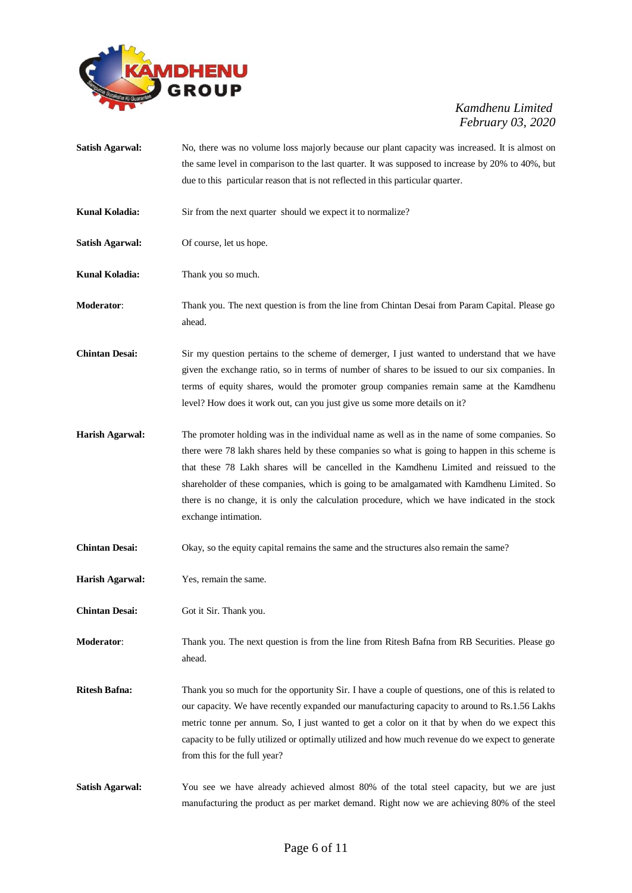**Satish Agarwal:** No, there was no volume loss majorly because our plant capacity was increased. It is almost on the same level in comparison to the last quarter. It was supposed to increase by 20% to 40%, but due to this particular reason that is not reflected in this particular quarter.

**Kunal Koladia:** Sir from the next quarter should we expect it to normalize?

**Satish Agarwal:** Of course, let us hope.

**Kunal Koladia:** Thank you so much.

**Moderator**: Thank you. The next question is from the line from Chintan Desai from Param Capital. Please go ahead.

**Chintan Desai:** Sir my question pertains to the scheme of demerger, I just wanted to understand that we have given the exchange ratio, so in terms of number of shares to be issued to our six companies. In terms of equity shares, would the promoter group companies remain same at the Kamdhenu level? How does it work out, can you just give us some more details on it?

**Harish Agarwal:** The promoter holding was in the individual name as well as in the name of some companies. So there were 78 lakh shares held by these companies so what is going to happen in this scheme is that these 78 Lakh shares will be cancelled in the Kamdhenu Limited and reissued to the shareholder of these companies, which is going to be amalgamated with Kamdhenu Limited. So there is no change, it is only the calculation procedure, which we have indicated in the stock exchange intimation.

**Chintan Desai:** Okay, so the equity capital remains the same and the structures also remain the same?

**Harish Agarwal:** Yes, remain the same.

**Chintan Desai:** Got it Sir. Thank you.

**Moderator**: Thank you. The next question is from the line from Ritesh Bafna from RB Securities. Please go ahead.

**Ritesh Bafna:** Thank you so much for the opportunity Sir. I have a couple of questions, one of this is related to our capacity. We have recently expanded our manufacturing capacity to around to Rs.1.56 Lakhs metric tonne per annum. So, I just wanted to get a color on it that by when do we expect this capacity to be fully utilized or optimally utilized and how much revenue do we expect to generate from this for the full year?

**Satish Agarwal:** You see we have already achieved almost 80% of the total steel capacity, but we are just manufacturing the product as per market demand. Right now we are achieving 80% of the steel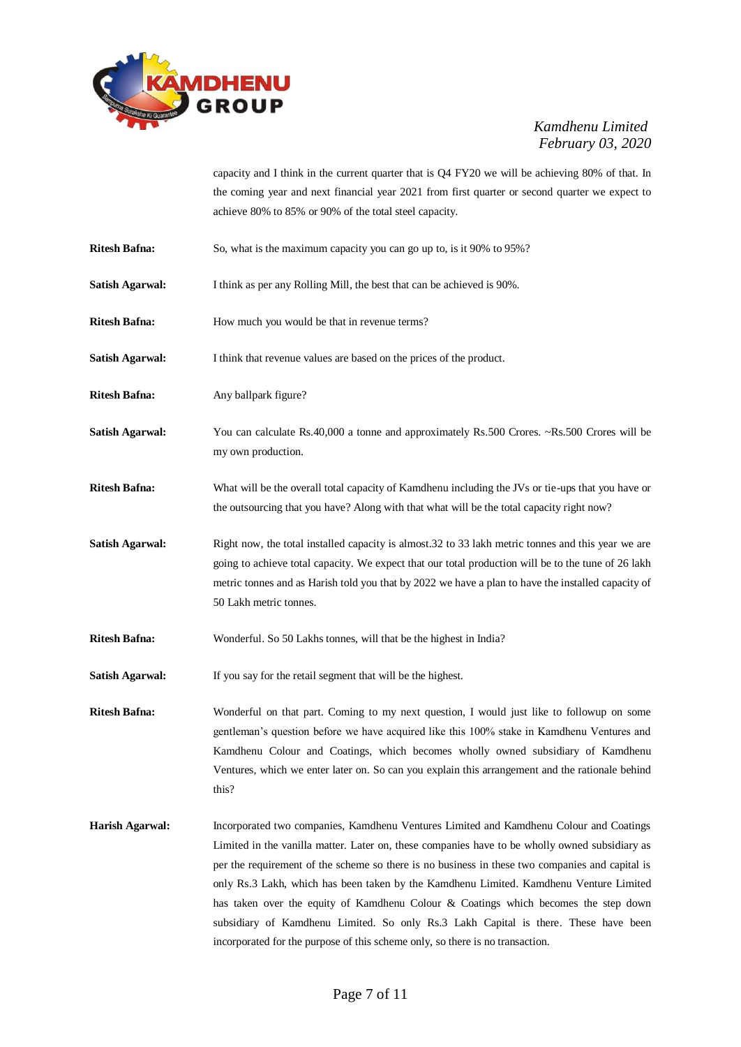capacity and I think in the current quarter that is Q4 FY20 we will be achieving 80% of that. In the coming year and next financial year 2021 from first quarter or second quarter we expect to achieve 80% to 85% or 90% of the total steel capacity.

**Ritesh Bafna:** So, what is the maximum capacity you can go up to, is it 90% to 95%?

**Satish Agarwal:** I think as per any Rolling Mill, the best that can be achieved is 90%.

**Ritesh Bafna:** How much you would be that in revenue terms?

**Satish Agarwal:** I think that revenue values are based on the prices of the product.

**Ritesh Bafna:** Any ballpark figure?

**Satish Agarwal:** You can calculate Rs.40,000 a tonne and approximately Rs.500 Crores. ~Rs.500 Crores will be my own production.

**Ritesh Bafna:** What will be the overall total capacity of Kamdhenu including the JVs or tie-ups that you have or the outsourcing that you have? Along with that what will be the total capacity right now?

**Satish Agarwal:** Right now, the total installed capacity is almost.32 to 33 lakh metric tonnes and this year we are going to achieve total capacity. We expect that our total production will be to the tune of 26 lakh metric tonnes and as Harish told you that by 2022 we have a plan to have the installed capacity of 50 Lakh metric tonnes.

**Ritesh Bafna:** Wonderful. So 50 Lakhs tonnes, will that be the highest in India?

**Satish Agarwal:** If you say for the retail segment that will be the highest.

**Ritesh Bafna:** Wonderful on that part. Coming to my next question, I would just like to followup on some gentleman's question before we have acquired like this 100% stake in Kamdhenu Ventures and Kamdhenu Colour and Coatings, which becomes wholly owned subsidiary of Kamdhenu Ventures, which we enter later on. So can you explain this arrangement and the rationale behind this?

**Harish Agarwal:** Incorporated two companies, Kamdhenu Ventures Limited and Kamdhenu Colour and Coatings Limited in the vanilla matter. Later on, these companies have to be wholly owned subsidiary as per the requirement of the scheme so there is no business in these two companies and capital is only Rs.3 Lakh, which has been taken by the Kamdhenu Limited. Kamdhenu Venture Limited has taken over the equity of Kamdhenu Colour & Coatings which becomes the step down subsidiary of Kamdhenu Limited. So only Rs.3 Lakh Capital is there. These have been incorporated for the purpose of this scheme only, so there is no transaction.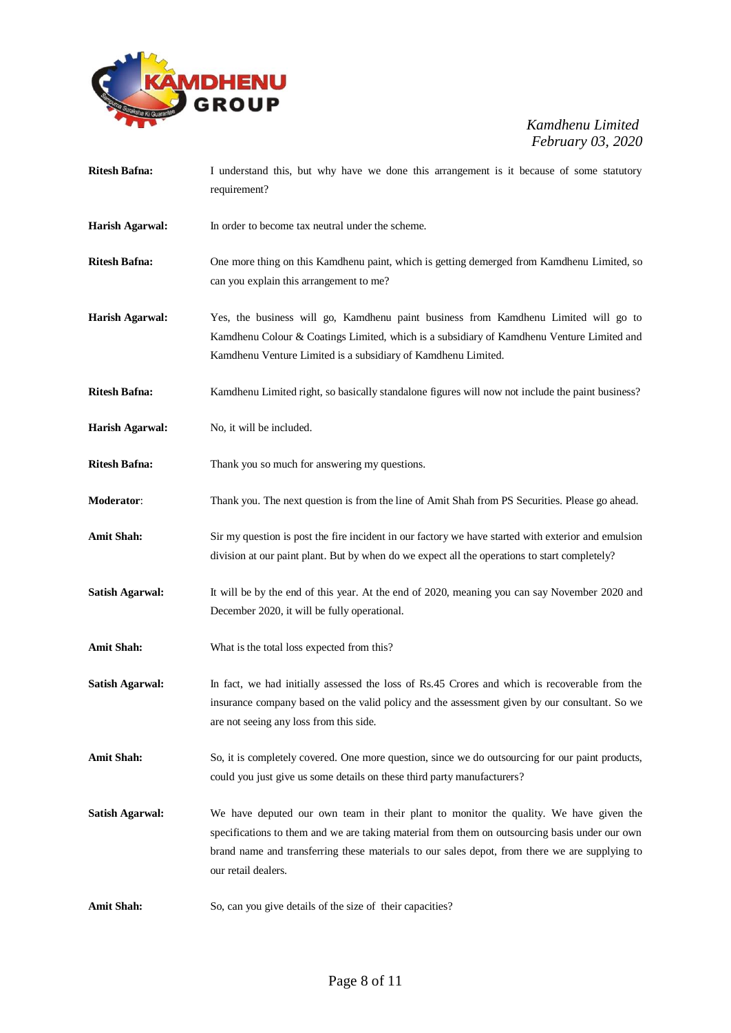**Ritesh Bafna:** I understand this, but why have we done this arrangement is it because of some statutory requirement?

**Harish Agarwal:** In order to become tax neutral under the scheme.

**Ritesh Bafna:** One more thing on this Kamdhenu paint, which is getting demerged from Kamdhenu Limited, so can you explain this arrangement to me?

**Harish Agarwal:** Yes, the business will go, Kamdhenu paint business from Kamdhenu Limited will go to Kamdhenu Colour & Coatings Limited, which is a subsidiary of Kamdhenu Venture Limited and Kamdhenu Venture Limited is a subsidiary of Kamdhenu Limited.

**Ritesh Bafna:** Kamdhenu Limited right, so basically standalone figures will now not include the paint business?

**Harish Agarwal:** No, it will be included.

**Ritesh Bafna:** Thank you so much for answering my questions.

**Moderator**: Thank you. The next question is from the line of Amit Shah from PS Securities. Please go ahead.

**Amit Shah:** Sir my question is post the fire incident in our factory we have started with exterior and emulsion division at our paint plant. But by when do we expect all the operations to start completely?

**Satish Agarwal:** It will be by the end of this year. At the end of 2020, meaning you can say November 2020 and December 2020, it will be fully operational.

**Amit Shah:** What is the total loss expected from this?

**Satish Agarwal:** In fact, we had initially assessed the loss of Rs.45 Crores and which is recoverable from the insurance company based on the valid policy and the assessment given by our consultant. So we are not seeing any loss from this side.

**Amit Shah:** So, it is completely covered. One more question, since we do outsourcing for our paint products, could you just give us some details on these third party manufacturers?

**Satish Agarwal:** We have deputed our own team in their plant to monitor the quality. We have given the specifications to them and we are taking material from them on outsourcing basis under our own brand name and transferring these materials to our sales depot, from there we are supplying to our retail dealers.

**Amit Shah:** So, can you give details of the size of their capacities?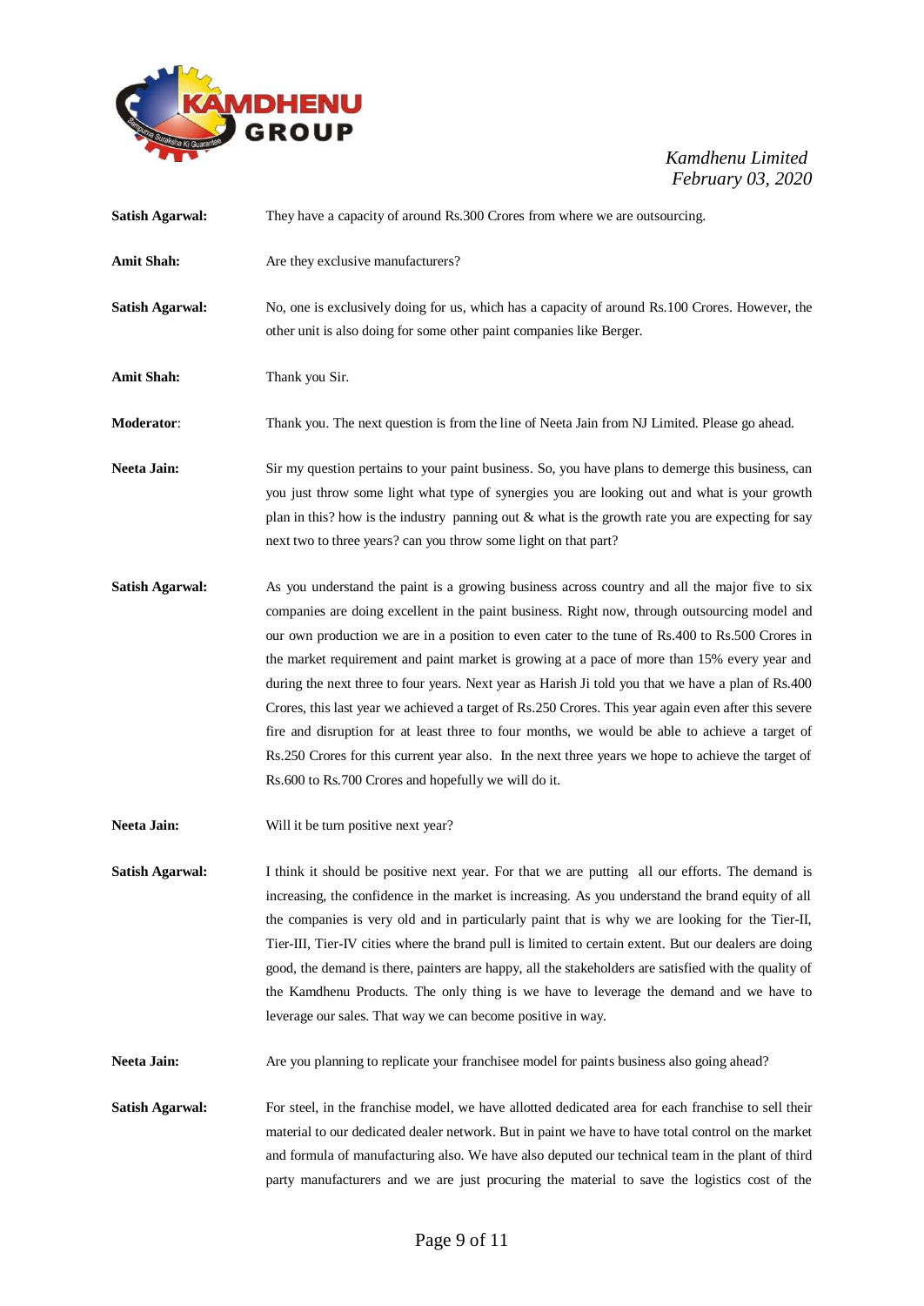**Satish Agarwal:** They have a capacity of around Rs.300 Crores from where we are outsourcing.

**Amit Shah:** Are they exclusive manufacturers?

**Satish Agarwal:** No, one is exclusively doing for us, which has a capacity of around Rs.100 Crores. However, the other unit is also doing for some other paint companies like Berger.

**Amit Shah:** Thank you Sir.

**Moderator**: Thank you. The next question is from the line of Neeta Jain from NJ Limited. Please go ahead.

**Neeta Jain:** Sir my question pertains to your paint business. So, you have plans to demerge this business, can you just throw some light what type of synergies you are looking out and what is your growth plan in this? how is the industry panning out & what is the growth rate you are expecting for say next two to three years? can you throw some light on that part?

**Satish Agarwal:** As you understand the paint is a growing business across country and all the major five to six companies are doing excellent in the paint business. Right now, through outsourcing model and our own production we are in a position to even cater to the tune of Rs.400 to Rs.500 Crores in the market requirement and paint market is growing at a pace of more than 15% every year and during the next three to four years. Next year as Harish Ji told you that we have a plan of Rs.400 Crores, this last year we achieved a target of Rs.250 Crores. This year again even after this severe fire and disruption for at least three to four months, we would be able to achieve a target of Rs.250 Crores for this current year also. In the next three years we hope to achieve the target of Rs.600 to Rs.700 Crores and hopefully we will do it.

**Neeta Jain:** Will it be turn positive next year?

**Satish Agarwal:** I think it should be positive next year. For that we are putting all our efforts. The demand is increasing, the confidence in the market is increasing. As you understand the brand equity of all the companies is very old and in particularly paint that is why we are looking for the Tier-II, Tier-III, Tier-IV cities where the brand pull is limited to certain extent. But our dealers are doing good, the demand is there, painters are happy, all the stakeholders are satisfied with the quality of the Kamdhenu Products. The only thing is we have to leverage the demand and we have to leverage our sales. That way we can become positive in way.

**Neeta Jain:** Are you planning to replicate your franchisee model for paints business also going ahead?

**Satish Agarwal:** For steel, in the franchise model, we have allotted dedicated area for each franchise to sell their material to our dedicated dealer network. But in paint we have to have total control on the market and formula of manufacturing also. We have also deputed our technical team in the plant of third party manufacturers and we are just procuring the material to save the logistics cost of the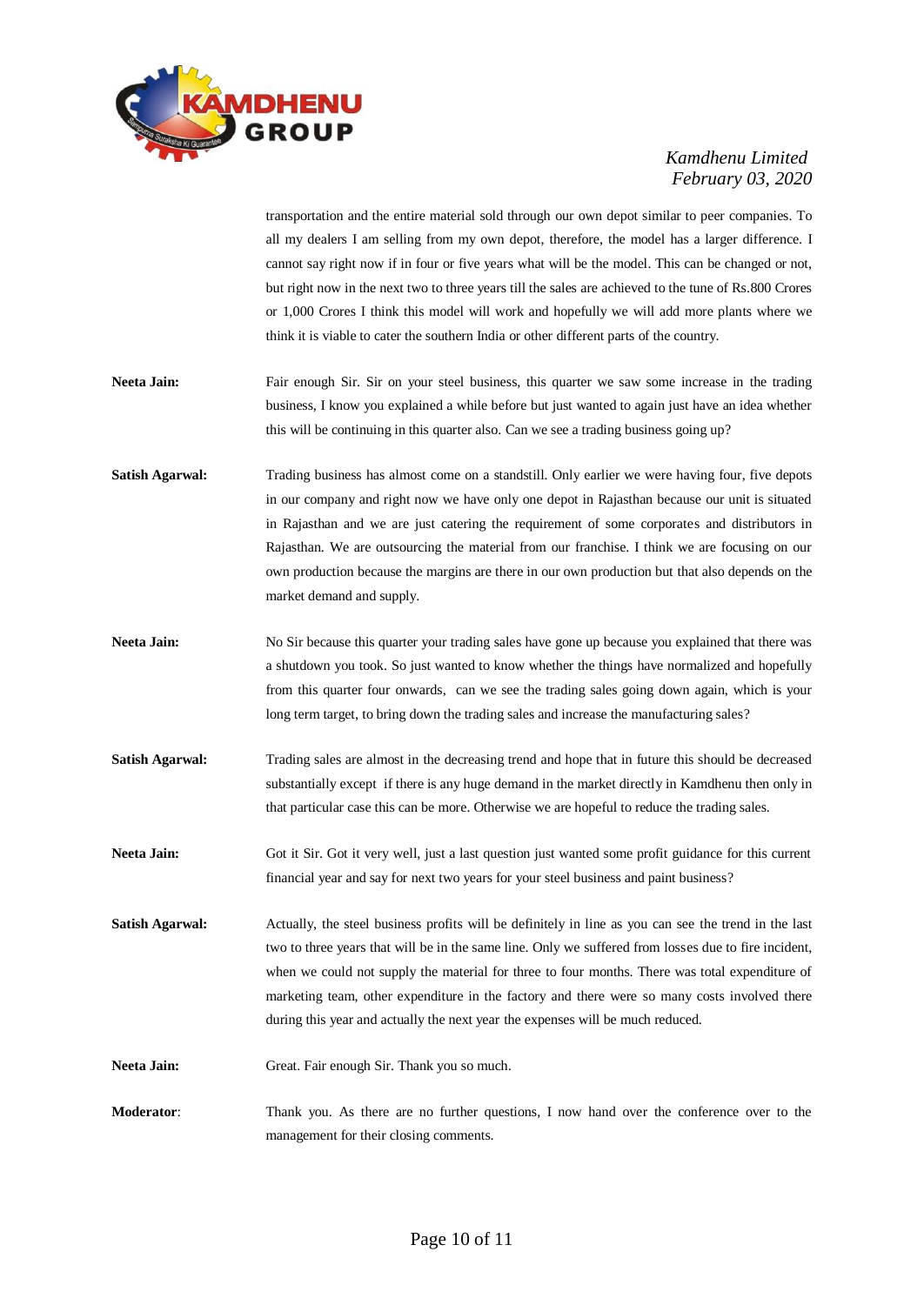transportation and the entire material sold through our own depot similar to peer companies. To all my dealers I am selling from my own depot, therefore, the model has a larger difference. I cannot say right now if in four or five years what will be the model. This can be changed or not, but right now in the next two to three years till the sales are achieved to the tune of Rs.800 Crores or 1,000 Crores I think this model will work and hopefully we will add more plants where we think it is viable to cater the southern India or other different parts of the country.

**Neeta Jain:** Fair enough Sir. Sir on your steel business, this quarter we saw some increase in the trading business, I know you explained a while before but just wanted to again just have an idea whether this will be continuing in this quarter also. Can we see a trading business going up?

**Satish Agarwal:** Trading business has almost come on a standstill. Only earlier we were having four, five depots in our company and right now we have only one depot in Rajasthan because our unit is situated in Rajasthan and we are just catering the requirement of some corporates and distributors in Rajasthan. We are outsourcing the material from our franchise. I think we are focusing on our own production because the margins are there in our own production but that also depends on the market demand and supply.

**Neeta Jain:** No Sir because this quarter your trading sales have gone up because you explained that there was a shutdown you took. So just wanted to know whether the things have normalized and hopefully from this quarter four onwards, can we see the trading sales going down again, which is your long term target, to bring down the trading sales and increase the manufacturing sales?

**Satish Agarwal:** Trading sales are almost in the decreasing trend and hope that in future this should be decreased substantially except if there is any huge demand in the market directly in Kamdhenu then only in that particular case this can be more. Otherwise we are hopeful to reduce the trading sales.

**Neeta Jain:** Got it Sir. Got it very well, just a last question just wanted some profit guidance for this current financial year and say for next two years for your steel business and paint business?

**Satish Agarwal:** Actually, the steel business profits will be definitely in line as you can see the trend in the last two to three years that will be in the same line. Only we suffered from losses due to fire incident, when we could not supply the material for three to four months. There was total expenditure of marketing team, other expenditure in the factory and there were so many costs involved there during this year and actually the next year the expenses will be much reduced.

**Neeta Jain:** Great. Fair enough Sir. Thank you so much.

**Moderator**: Thank you. As there are no further questions, I now hand over the conference over to the management for their closing comments.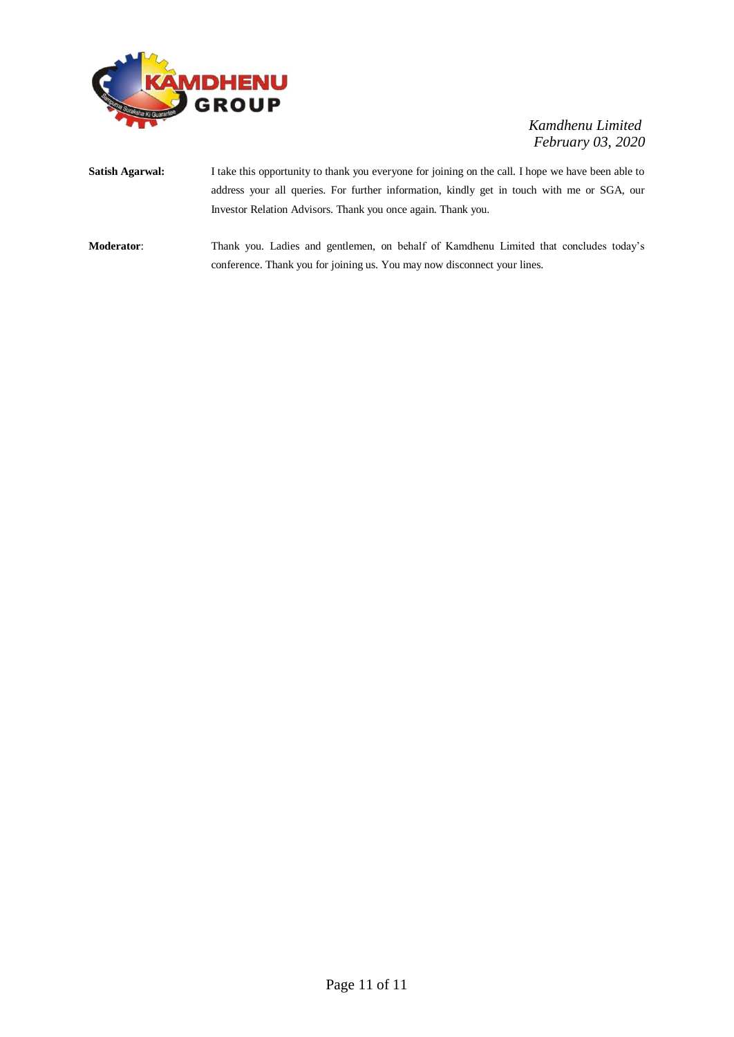**Satish Agarwal:** I take this opportunity to thank you everyone for joining on the call. I hope we have been able to address your all queries. For further information, kindly get in touch with me or SGA, our Investor Relation Advisors. Thank you once again. Thank you.

**Moderator**: Thank you. Ladies and gentlemen, on behalf of Kamdhenu Limited that concludes today's conference. Thank you for joining us. You may now disconnect your lines.